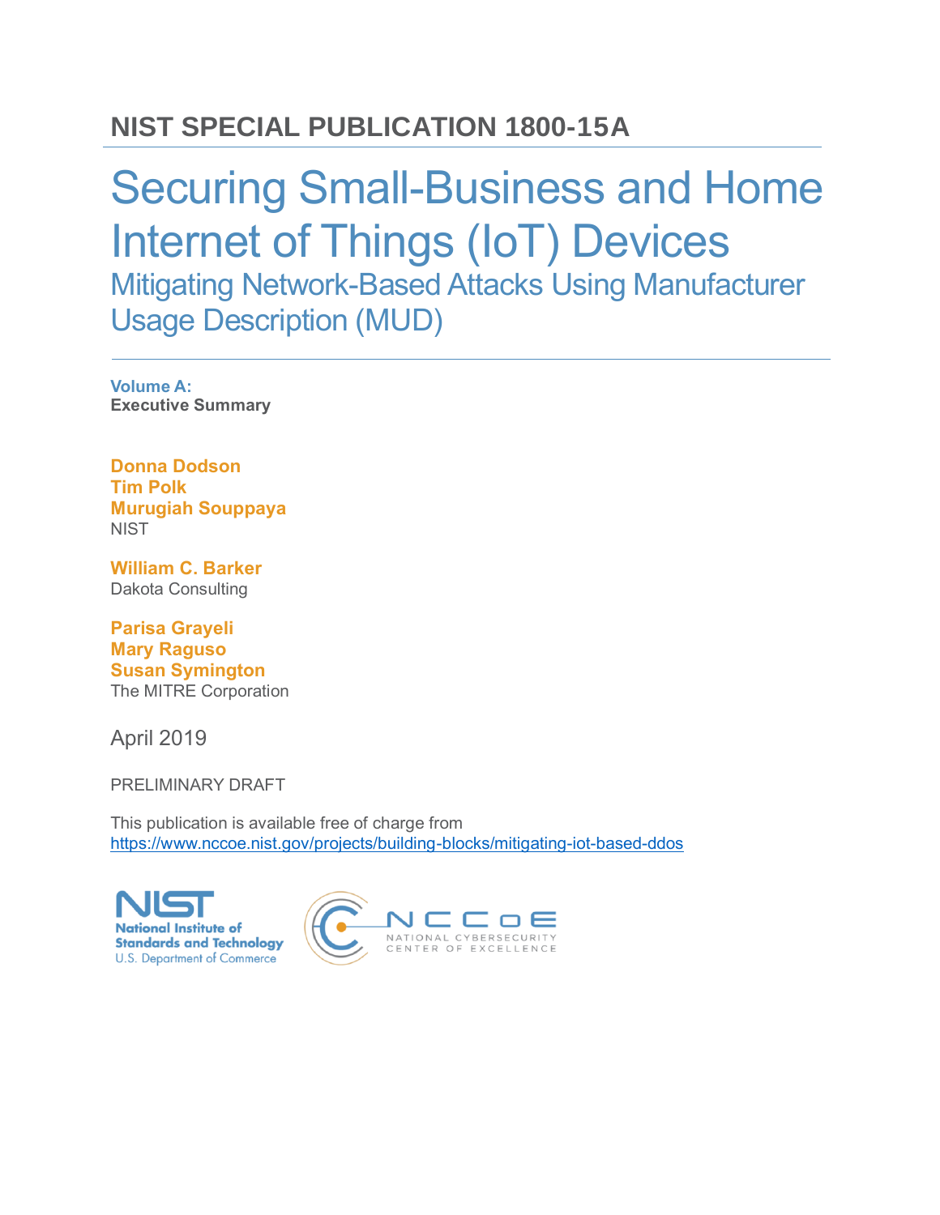# NIST SPECIAL PUBLICATION 1800-15A

# Securing Small-Business and Home Internet of Things (IoT) Devices

## Mitigating Network-Based Attacks Using Manufacturer Usage Description (MUD)

**Volume A:**
**Executive Summary**

**Donna Dodson**
**Tim Polk**
**Murugiah Souppaya**
NIST

**William C. Barker**
Dakota Consulting

**Parisa Grayeli**
**Mary Raguso**
**Susan Symington**
The MITRE Corporation

April 2019

PRELIMINARY DRAFT

This publication is available free of charge from
https://www.nccoe.nist.gov/projects/building-blocks/mitigating-iot-based-ddos

NIST National Institute of Standards and Technology U.S. Department of Commerce

NCCoE NATIONAL CYBERSECURITY CENTER OF EXCELLENCE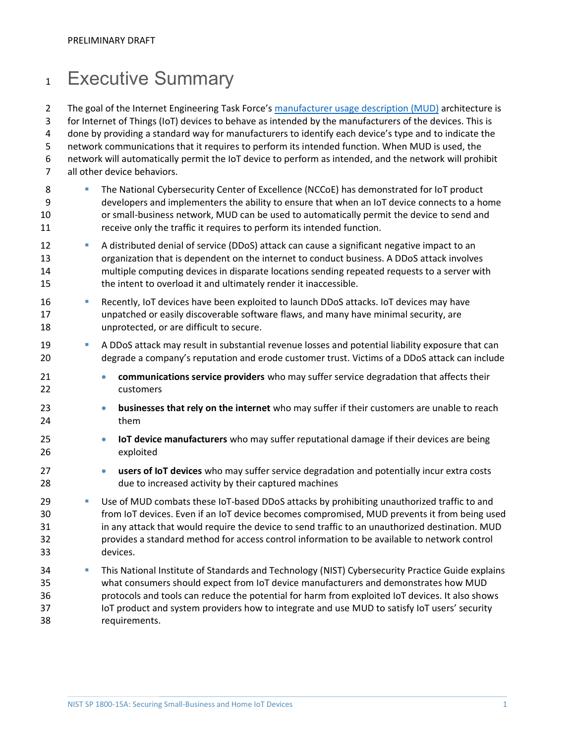# Executive Summary

The goal of the Internet Engineering Task Force's [manufacturer usage description (MUD)](https://tools.ietf.org/html/draft-ietf-opsawg-mud-20) architecture is for Internet of Things (IoT) devices to behave as intended by the manufacturers of the devices. This is done by providing a standard way for manufacturers to identify each device's type and to indicate the network communications that it requires to perform its intended function. When MUD is used, the network will automatically permit the IoT device to perform as intended, and the network will prohibit all other device behaviors.

- The National Cybersecurity Center of Excellence (NCCoE) has demonstrated for IoT product developers and implementers the ability to ensure that when an IoT device connects to a home or small-business network, MUD can be used to automatically permit the device to send and receive only the traffic it requires to perform its intended function.
- A distributed denial of service (DDoS) attack can cause a significant negative impact to an organization that is dependent on the internet to conduct business. A DDoS attack involves multiple computing devices in disparate locations sending repeated requests to a server with the intent to overload it and ultimately render it inaccessible.
- Recently, IoT devices have been exploited to launch DDoS attacks. IoT devices may have unpatched or easily discoverable software flaws, and many have minimal security, are unprotected, or are difficult to secure.
- A DDoS attack may result in substantial revenue losses and potential liability exposure that can degrade a company's reputation and erode customer trust. Victims of a DDoS attack can include
  - **communications service providers** who may suffer service degradation that affects their customers
  - **businesses that rely on the internet** who may suffer if their customers are unable to reach them
  - **IoT device manufacturers** who may suffer reputational damage if their devices are being exploited
  - **users of IoT devices** who may suffer service degradation and potentially incur extra costs due to increased activity by their captured machines
- Use of MUD combats these IoT-based DDoS attacks by prohibiting unauthorized traffic to and from IoT devices. Even if an IoT device becomes compromised, MUD prevents it from being used in any attack that would require the device to send traffic to an unauthorized destination. MUD provides a standard method for access control information to be available to network control devices.
- This National Institute of Standards and Technology (NIST) Cybersecurity Practice Guide explains what consumers should expect from IoT device manufacturers and demonstrates how MUD protocols and tools can reduce the potential for harm from exploited IoT devices. It also shows IoT product and system providers how to integrate and use MUD to satisfy IoT users' security requirements.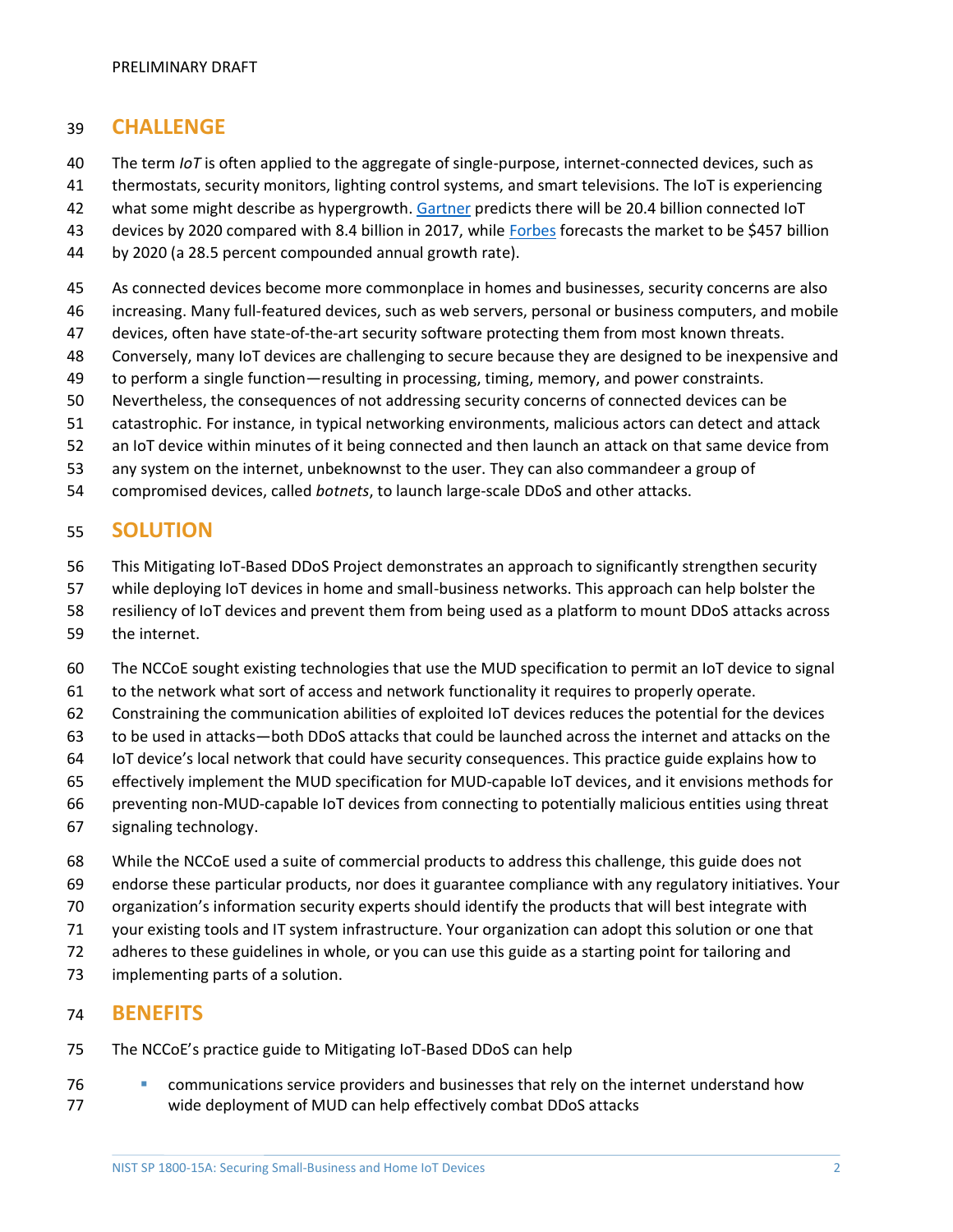## CHALLENGE

The term *IoT* is often applied to the aggregate of single-purpose, internet-connected devices, such as thermostats, security monitors, lighting control systems, and smart televisions. The IoT is experiencing what some might describe as hypergrowth. Gartner predicts there will be 20.4 billion connected IoT devices by 2020 compared with 8.4 billion in 2017, while Forbes forecasts the market to be $457 billion by 2020 (a 28.5 percent compounded annual growth rate).

As connected devices become more commonplace in homes and businesses, security concerns are also increasing. Many full-featured devices, such as web servers, personal or business computers, and mobile devices, often have state-of-the-art security software protecting them from most known threats. Conversely, many IoT devices are challenging to secure because they are designed to be inexpensive and to perform a single function—resulting in processing, timing, memory, and power constraints. Nevertheless, the consequences of not addressing security concerns of connected devices can be catastrophic. For instance, in typical networking environments, malicious actors can detect and attack an IoT device within minutes of it being connected and then launch an attack on that same device from any system on the internet, unbeknownst to the user. They can also commandeer a group of compromised devices, called *botnets*, to launch large-scale DDoS and other attacks.

## SOLUTION

This Mitigating IoT-Based DDoS Project demonstrates an approach to significantly strengthen security while deploying IoT devices in home and small-business networks. This approach can help bolster the resiliency of IoT devices and prevent them from being used as a platform to mount DDoS attacks across the internet.

The NCCoE sought existing technologies that use the MUD specification to permit an IoT device to signal to the network what sort of access and network functionality it requires to properly operate. Constraining the communication abilities of exploited IoT devices reduces the potential for the devices to be used in attacks—both DDoS attacks that could be launched across the internet and attacks on the IoT device's local network that could have security consequences. This practice guide explains how to effectively implement the MUD specification for MUD-capable IoT devices, and it envisions methods for preventing non-MUD-capable IoT devices from connecting to potentially malicious entities using threat signaling technology.

While the NCCoE used a suite of commercial products to address this challenge, this guide does not endorse these particular products, nor does it guarantee compliance with any regulatory initiatives. Your organization's information security experts should identify the products that will best integrate with your existing tools and IT system infrastructure. Your organization can adopt this solution or one that adheres to these guidelines in whole, or you can use this guide as a starting point for tailoring and implementing parts of a solution.

## BENEFITS

The NCCoE's practice guide to Mitigating IoT-Based DDoS can help

- communications service providers and businesses that rely on the internet understand how wide deployment of MUD can help effectively combat DDoS attacks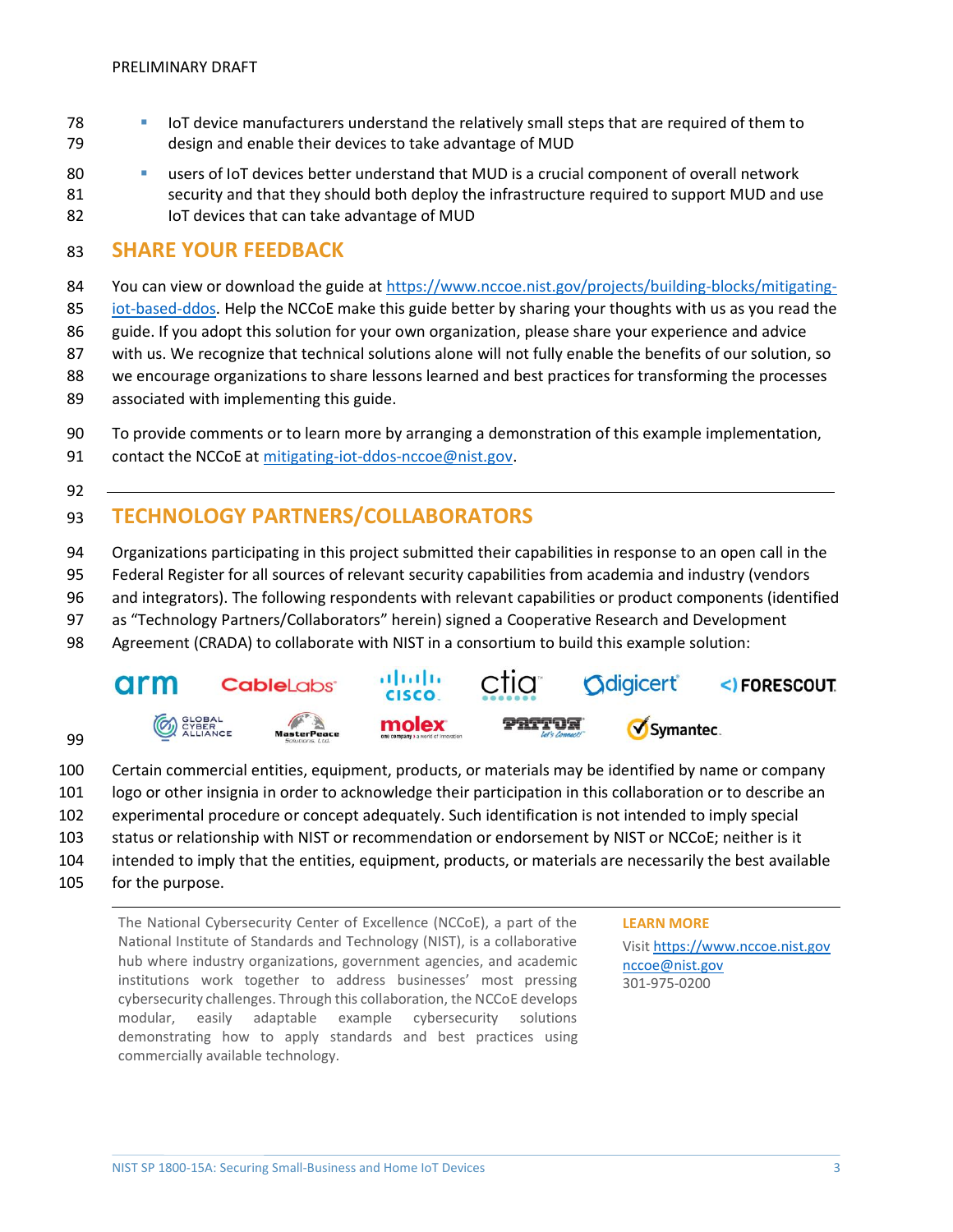- IoT device manufacturers understand the relatively small steps that are required of them to design and enable their devices to take advantage of MUD
- users of IoT devices better understand that MUD is a crucial component of overall network security and that they should both deploy the infrastructure required to support MUD and use IoT devices that can take advantage of MUD

## SHARE YOUR FEEDBACK

You can view or download the guide at https://www.nccoe.nist.gov/projects/building-blocks/mitigating-iot-based-ddos. Help the NCCoE make this guide better by sharing your thoughts with us as you read the guide. If you adopt this solution for your own organization, please share your experience and advice with us. We recognize that technical solutions alone will not fully enable the benefits of our solution, so we encourage organizations to share lessons learned and best practices for transforming the processes associated with implementing this guide.

To provide comments or to learn more by arranging a demonstration of this example implementation, contact the NCCoE at mitigating-iot-ddos-nccoe@nist.gov.

---

## TECHNOLOGY PARTNERS/COLLABORATORS

Organizations participating in this project submitted their capabilities in response to an open call in the Federal Register for all sources of relevant security capabilities from academia and industry (vendors and integrators). The following respondents with relevant capabilities or product components (identified as "Technology Partners/Collaborators" herein) signed a Cooperative Research and Development Agreement (CRADA) to collaborate with NIST in a consortium to build this example solution:

arm, CableLabs, cisco, ctia, digicert, FORESCOUT, Global Cyber Alliance, MasterPeace Solutions Ltd., molex, Patton, Symantec

Certain commercial entities, equipment, products, or materials may be identified by name or company logo or other insignia in order to acknowledge their participation in this collaboration or to describe an experimental procedure or concept adequately. Such identification is not intended to imply special status or relationship with NIST or recommendation or endorsement by NIST or NCCoE; neither is it intended to imply that the entities, equipment, products, or materials are necessarily the best available for the purpose.

---

The National Cybersecurity Center of Excellence (NCCoE), a part of the National Institute of Standards and Technology (NIST), is a collaborative hub where industry organizations, government agencies, and academic institutions work together to address businesses' most pressing cybersecurity challenges. Through this collaboration, the NCCoE develops modular, easily adaptable example cybersecurity solutions demonstrating how to apply standards and best practices using commercially available technology.

**LEARN MORE**

Visit https://www.nccoe.nist.gov
nccoe@nist.gov
301-975-0200